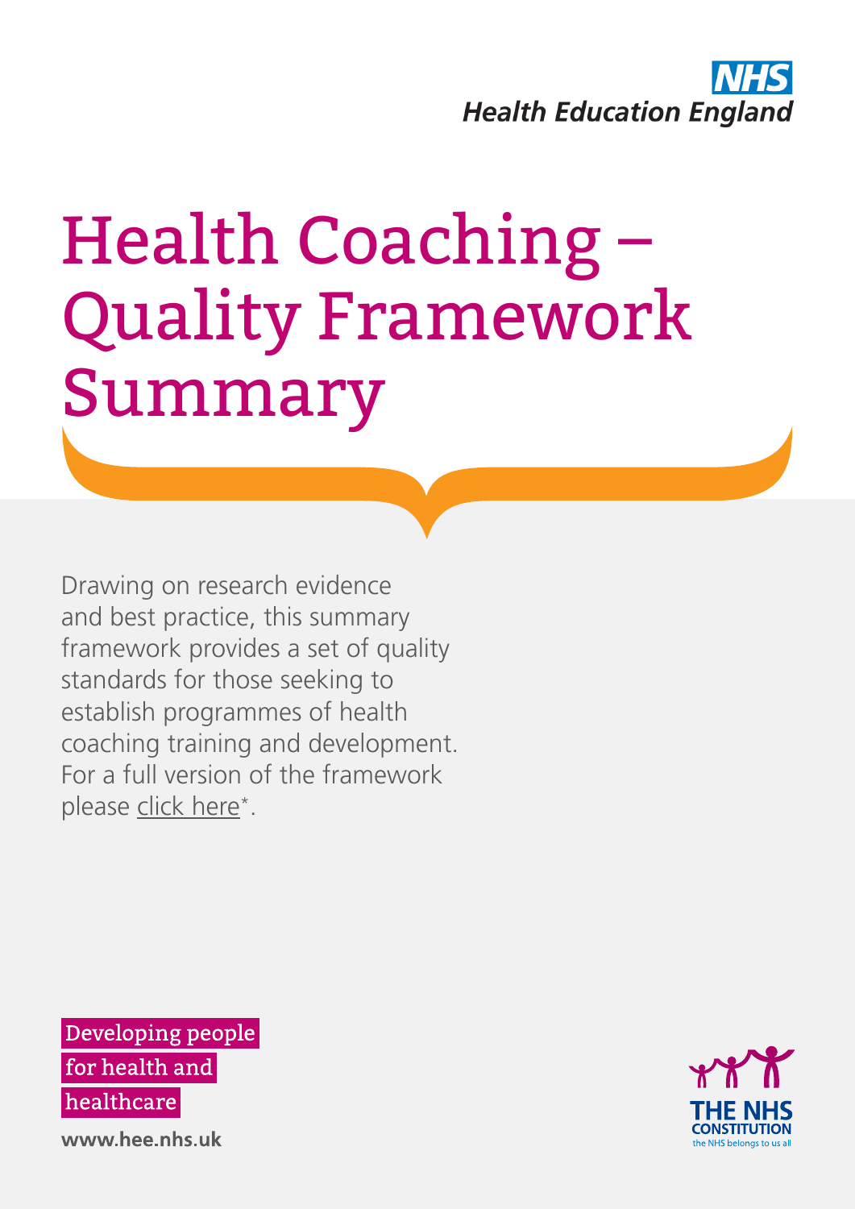NHS
Health Education England

# Health Coaching – Quality Framework Summary

Drawing on research evidence and best practice, this summary framework provides a set of quality standards for those seeking to establish programmes of health coaching training and development. For a full version of the framework please click here*.

Developing people for health and healthcare

www.hee.nhs.uk

THE NHS CONSTITUTION
the NHS belongs to us all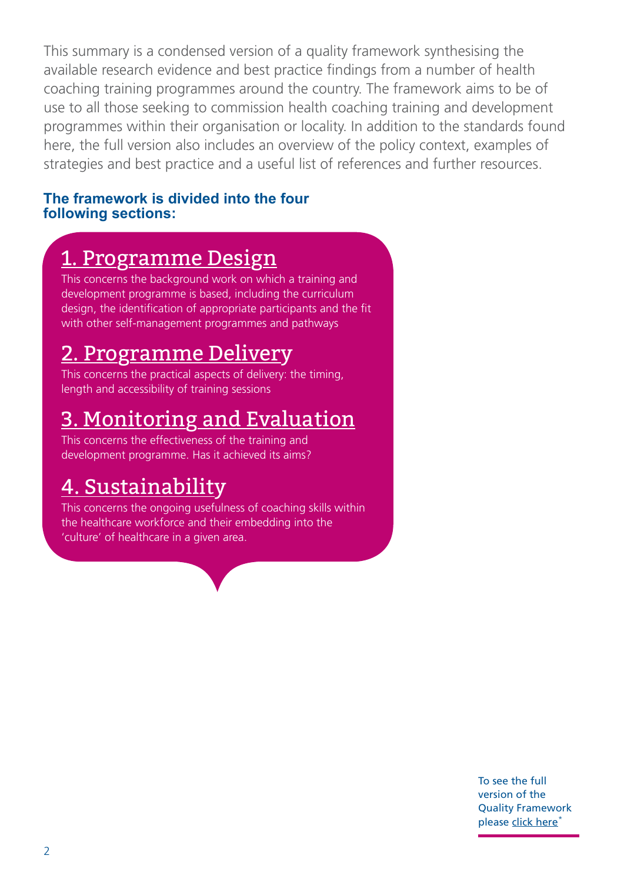This summary is a condensed version of a quality framework synthesising the available research evidence and best practice findings from a number of health coaching training programmes around the country. The framework aims to be of use to all those seeking to commission health coaching training and development programmes within their organisation or locality. In addition to the standards found here, the full version also includes an overview of the policy context, examples of strategies and best practice and a useful list of references and further resources.

**The framework is divided into the four following sections:**

## 1. Programme Design

This concerns the background work on which a training and development programme is based, including the curriculum design, the identification of appropriate participants and the fit with other self-management programmes and pathways

## 2. Programme Delivery

This concerns the practical aspects of delivery: the timing, length and accessibility of training sessions

## 3. Monitoring and Evaluation

This concerns the effectiveness of the training and development programme. Has it achieved its aims?

## 4. Sustainability

This concerns the ongoing usefulness of coaching skills within the healthcare workforce and their embedding into the 'culture' of healthcare in a given area.

To see the full version of the Quality Framework please click here*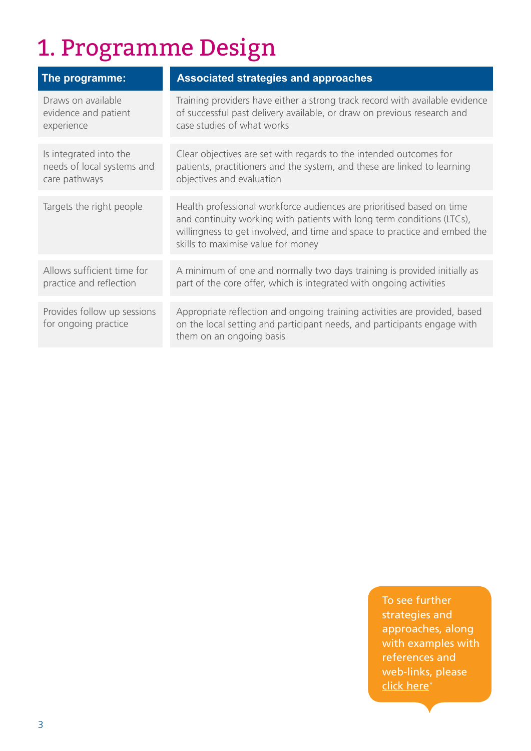# 1. Programme Design

| The programme: | Associated strategies and approaches |
|---|---|
| Draws on available evidence and patient experience | Training providers have either a strong track record with available evidence of successful past delivery available, or draw on previous research and case studies of what works |
| Is integrated into the needs of local systems and care pathways | Clear objectives are set with regards to the intended outcomes for patients, practitioners and the system, and these are linked to learning objectives and evaluation |
| Targets the right people | Health professional workforce audiences are prioritised based on time and continuity working with patients with long term conditions (LTCs), willingness to get involved, and time and space to practice and embed the skills to maximise value for money |
| Allows sufficient time for practice and reflection | A minimum of one and normally two days training is provided initially as part of the core offer, which is integrated with ongoing activities |
| Provides follow up sessions for ongoing practice | Appropriate reflection and ongoing training activities are provided, based on the local setting and participant needs, and participants engage with them on an ongoing basis |

To see further strategies and approaches, along with examples with references and web-links, please click here*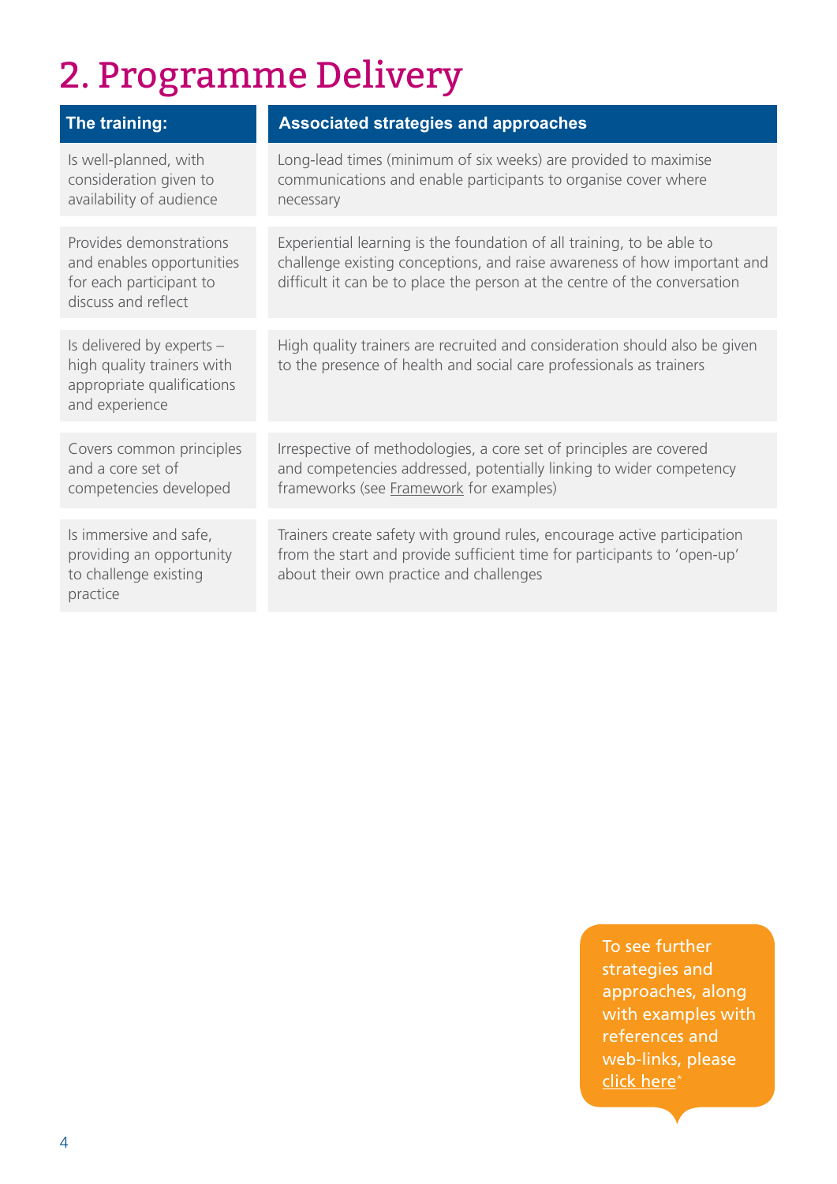# 2. Programme Delivery

| The training: | Associated strategies and approaches |
|---|---|
| Is well-planned, with consideration given to availability of audience | Long-lead times (minimum of six weeks) are provided to maximise communications and enable participants to organise cover where necessary |
| Provides demonstrations and enables opportunities for each participant to discuss and reflect | Experiential learning is the foundation of all training, to be able to challenge existing conceptions, and raise awareness of how important and difficult it can be to place the person at the centre of the conversation |
| Is delivered by experts – high quality trainers with appropriate qualifications and experience | High quality trainers are recruited and consideration should also be given to the presence of health and social care professionals as trainers |
| Covers common principles and a core set of competencies developed | Irrespective of methodologies, a core set of principles are covered and competencies addressed, potentially linking to wider competency frameworks (see Framework for examples) |
| Is immersive and safe, providing an opportunity to challenge existing practice | Trainers create safety with ground rules, encourage active participation from the start and provide sufficient time for participants to 'open-up' about their own practice and challenges |

To see further strategies and approaches, along with examples with references and web-links, please click here*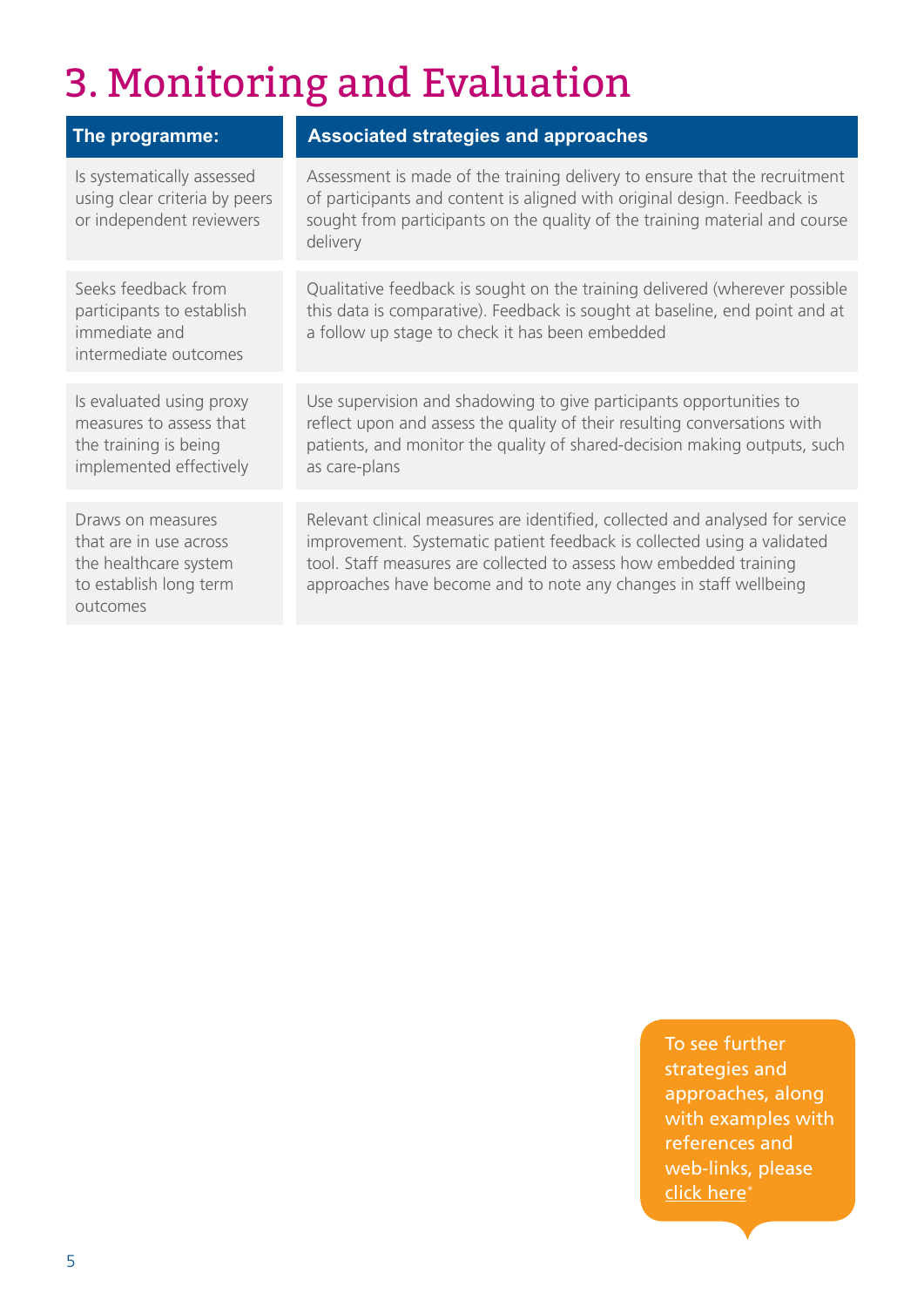# 3. Monitoring and Evaluation

| The programme: | Associated strategies and approaches |
| --- | --- |
| Is systematically assessed using clear criteria by peers or independent reviewers | Assessment is made of the training delivery to ensure that the recruitment of participants and content is aligned with original design. Feedback is sought from participants on the quality of the training material and course delivery |
| Seeks feedback from participants to establish immediate and intermediate outcomes | Qualitative feedback is sought on the training delivered (wherever possible this data is comparative). Feedback is sought at baseline, end point and at a follow up stage to check it has been embedded |
| Is evaluated using proxy measures to assess that the training is being implemented effectively | Use supervision and shadowing to give participants opportunities to reflect upon and assess the quality of their resulting conversations with patients, and monitor the quality of shared-decision making outputs, such as care-plans |
| Draws on measures that are in use across the healthcare system to establish long term outcomes | Relevant clinical measures are identified, collected and analysed for service improvement. Systematic patient feedback is collected using a validated tool. Staff measures are collected to assess how embedded training approaches have become and to note any changes in staff wellbeing |

To see further strategies and approaches, along with examples with references and web-links, please click here*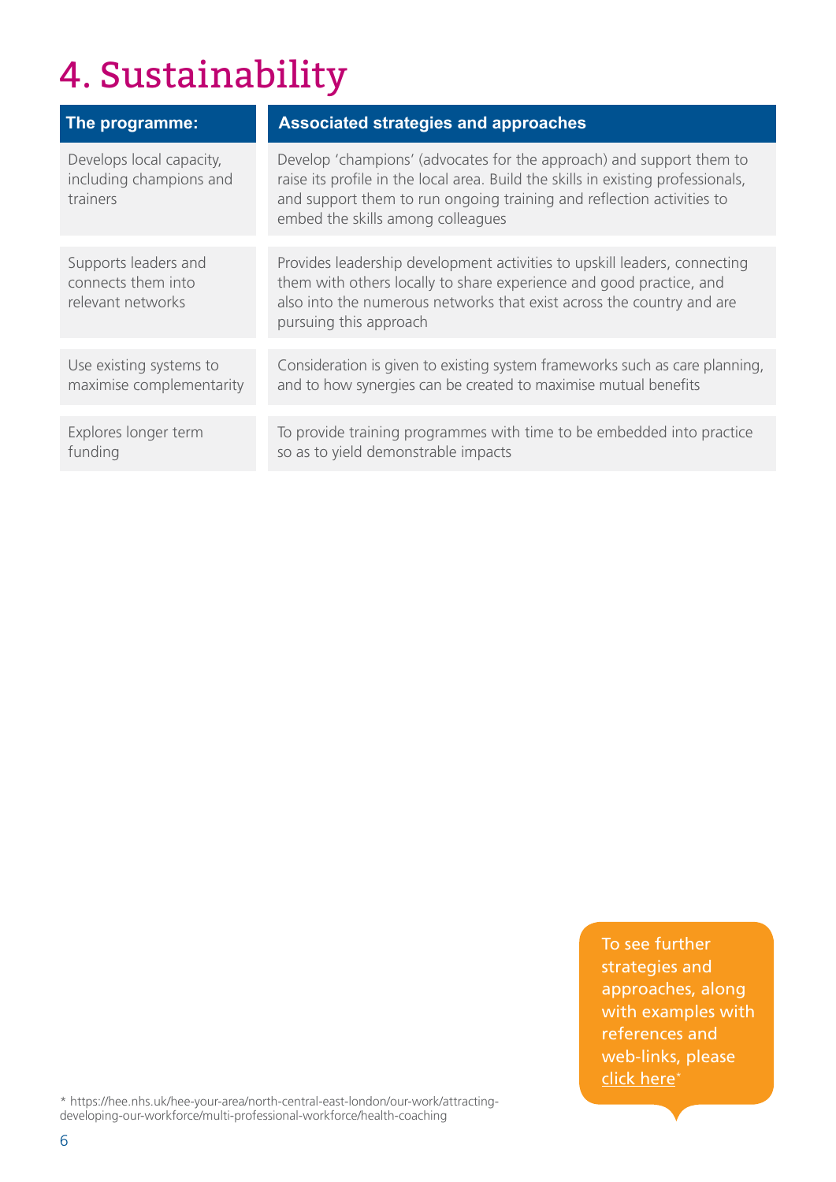# 4. Sustainability

| The programme: | Associated strategies and approaches |
|---|---|
| Develops local capacity, including champions and trainers | Develop 'champions' (advocates for the approach) and support them to raise its profile in the local area. Build the skills in existing professionals, and support them to run ongoing training and reflection activities to embed the skills among colleagues |
| Supports leaders and connects them into relevant networks | Provides leadership development activities to upskill leaders, connecting them with others locally to share experience and good practice, and also into the numerous networks that exist across the country and are pursuing this approach |
| Use existing systems to maximise complementarity | Consideration is given to existing system frameworks such as care planning, and to how synergies can be created to maximise mutual benefits |
| Explores longer term funding | To provide training programmes with time to be embedded into practice so as to yield demonstrable impacts |

To see further strategies and approaches, along with examples with references and web-links, please click here*

* https://hee.nhs.uk/hee-your-area/north-central-east-london/our-work/attracting-developing-our-workforce/multi-professional-workforce/health-coaching